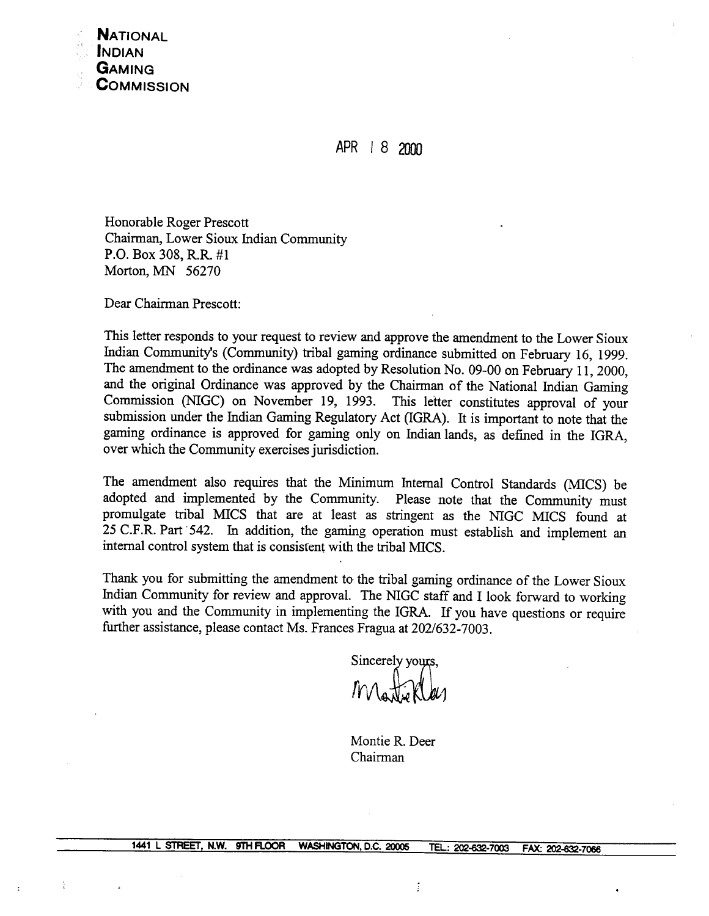**NATIONAL**
**INDIAN**
**GAMING**
**COMMISSION**

APR 18 2000

Honorable Roger Prescott
Chairman, Lower Sioux Indian Community
P.O. Box 308, R.R. #1
Morton, MN 56270

Dear Chairman Prescott:

This letter responds to your request to review and approve the amendment to the Lower Sioux Indian Community's (Community) tribal gaming ordinance submitted on February 16, 1999. The amendment to the ordinance was adopted by Resolution No. 09-00 on February 11, 2000, and the original Ordinance was approved by the Chairman of the National Indian Gaming Commission (NIGC) on November 19, 1993. This letter constitutes approval of your submission under the Indian Gaming Regulatory Act (IGRA). It is important to note that the gaming ordinance is approved for gaming only on Indian lands, as defined in the IGRA, over which the Community exercises jurisdiction.

The amendment also requires that the Minimum Internal Control Standards (MICS) be adopted and implemented by the Community. Please note that the Community must promulgate tribal MICS that are at least as stringent as the NIGC MICS found at 25 C.F.R. Part 542. In addition, the gaming operation must establish and implement an internal control system that is consistent with the tribal MICS.

Thank you for submitting the amendment to the tribal gaming ordinance of the Lower Sioux Indian Community for review and approval. The NIGC staff and I look forward to working with you and the Community in implementing the IGRA. If you have questions or require further assistance, please contact Ms. Frances Fragua at 202/632-7003.

Sincerely yours,

Montie R. Deer
Chairman

1441 L STREET, N.W. 9TH FLOOR WASHINGTON, D.C. 20005 TEL.: 202-632-7003 FAX: 202-632-7066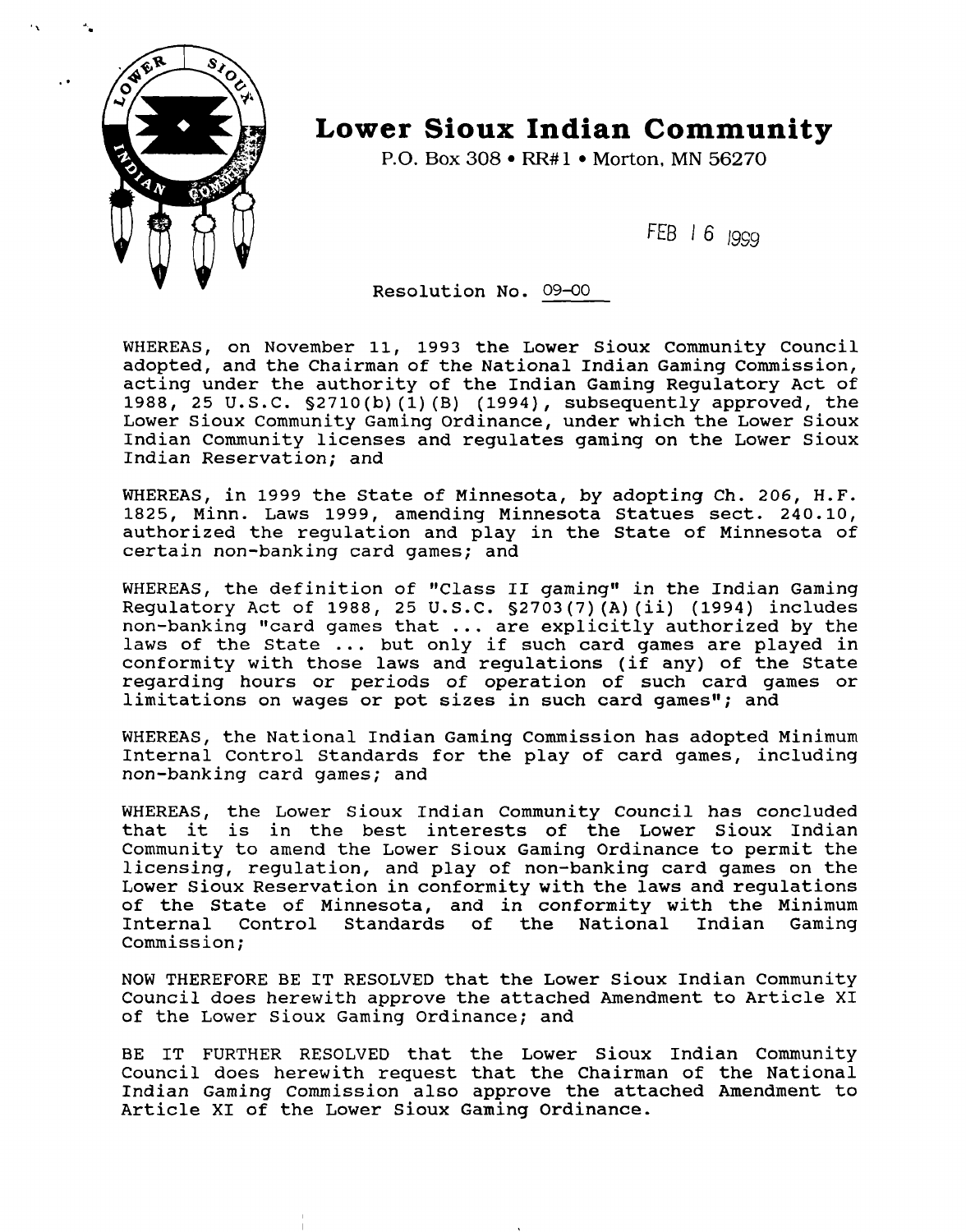# Lower Sioux Indian Community

P.O. Box 308 • RR#1 • Morton, MN 56270

FEB 16 1999

Resolution No. 09-00

WHEREAS, on November 11, 1993 the Lower Sioux Community Council adopted, and the Chairman of the National Indian Gaming Commission, acting under the authority of the Indian Gaming Regulatory Act of 1988, 25 U.S.C. §2710(b)(1)(B) (1994), subsequently approved, the Lower Sioux Community Gaming Ordinance, under which the Lower Sioux Indian Community licenses and regulates gaming on the Lower Sioux Indian Reservation; and

WHEREAS, in 1999 the State of Minnesota, by adopting Ch. 206, H.F. 1825, Minn. Laws 1999, amending Minnesota Statues sect. 240.10, authorized the regulation and play in the State of Minnesota of certain non-banking card games; and

WHEREAS, the definition of "Class II gaming" in the Indian Gaming Regulatory Act of 1988, 25 U.S.C. §2703(7)(A)(ii) (1994) includes non-banking "card games that ... are explicitly authorized by the laws of the State ... but only if such card games are played in conformity with those laws and regulations (if any) of the State regarding hours or periods of operation of such card games or limitations on wages or pot sizes in such card games"; and

WHEREAS, the National Indian Gaming Commission has adopted Minimum Internal Control Standards for the play of card games, including non-banking card games; and

WHEREAS, the Lower Sioux Indian Community Council has concluded that it is in the best interests of the Lower Sioux Indian Community to amend the Lower Sioux Gaming Ordinance to permit the licensing, regulation, and play of non-banking card games on the Lower Sioux Reservation in conformity with the laws and regulations of the State of Minnesota, and in conformity with the Minimum Internal Control Standards of the National Indian Gaming Commission;

NOW THEREFORE BE IT RESOLVED that the Lower Sioux Indian Community Council does herewith approve the attached Amendment to Article XI of the Lower Sioux Gaming Ordinance; and

BE IT FURTHER RESOLVED that the Lower Sioux Indian Community Council does herewith request that the Chairman of the National Indian Gaming Commission also approve the attached Amendment to Article XI of the Lower Sioux Gaming Ordinance.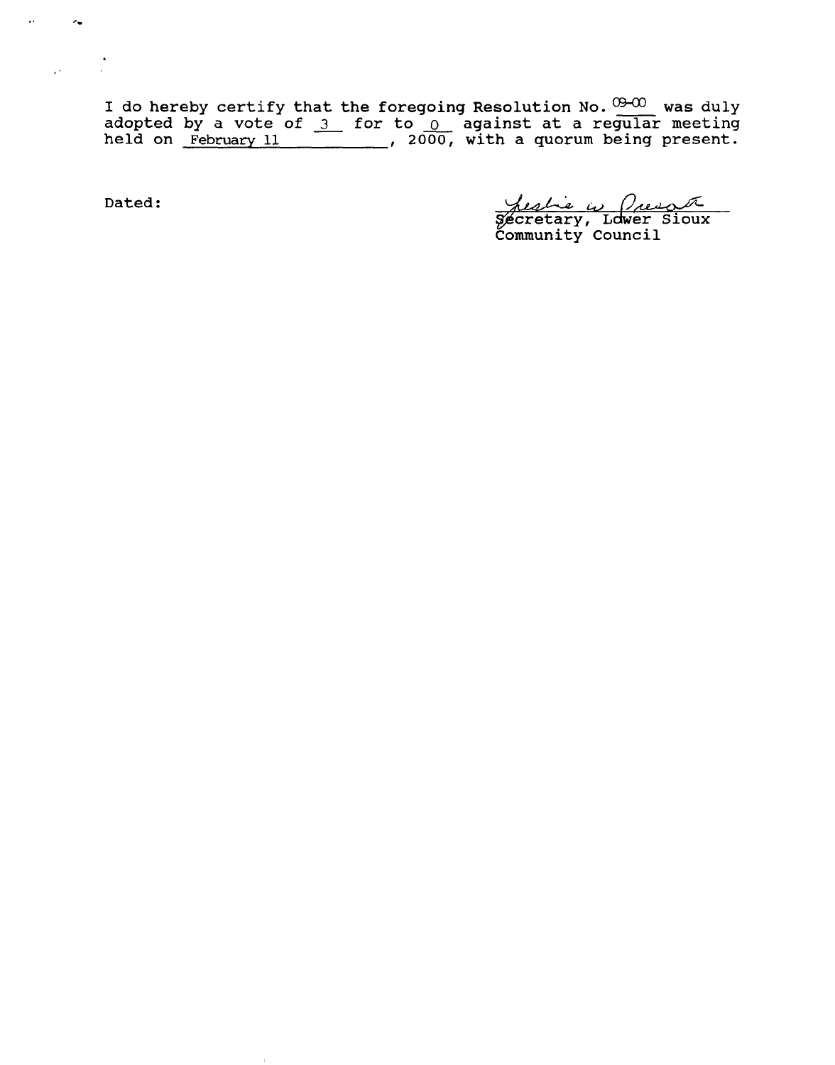I do hereby certify that the foregoing Resolution No. 09-00 was duly adopted by a vote of 3 for to 0 against at a regular meeting held on February 11, 2000, with a quorum being present.

Dated:

Leslie W. Prescott
Secretary, Lower Sioux Community Council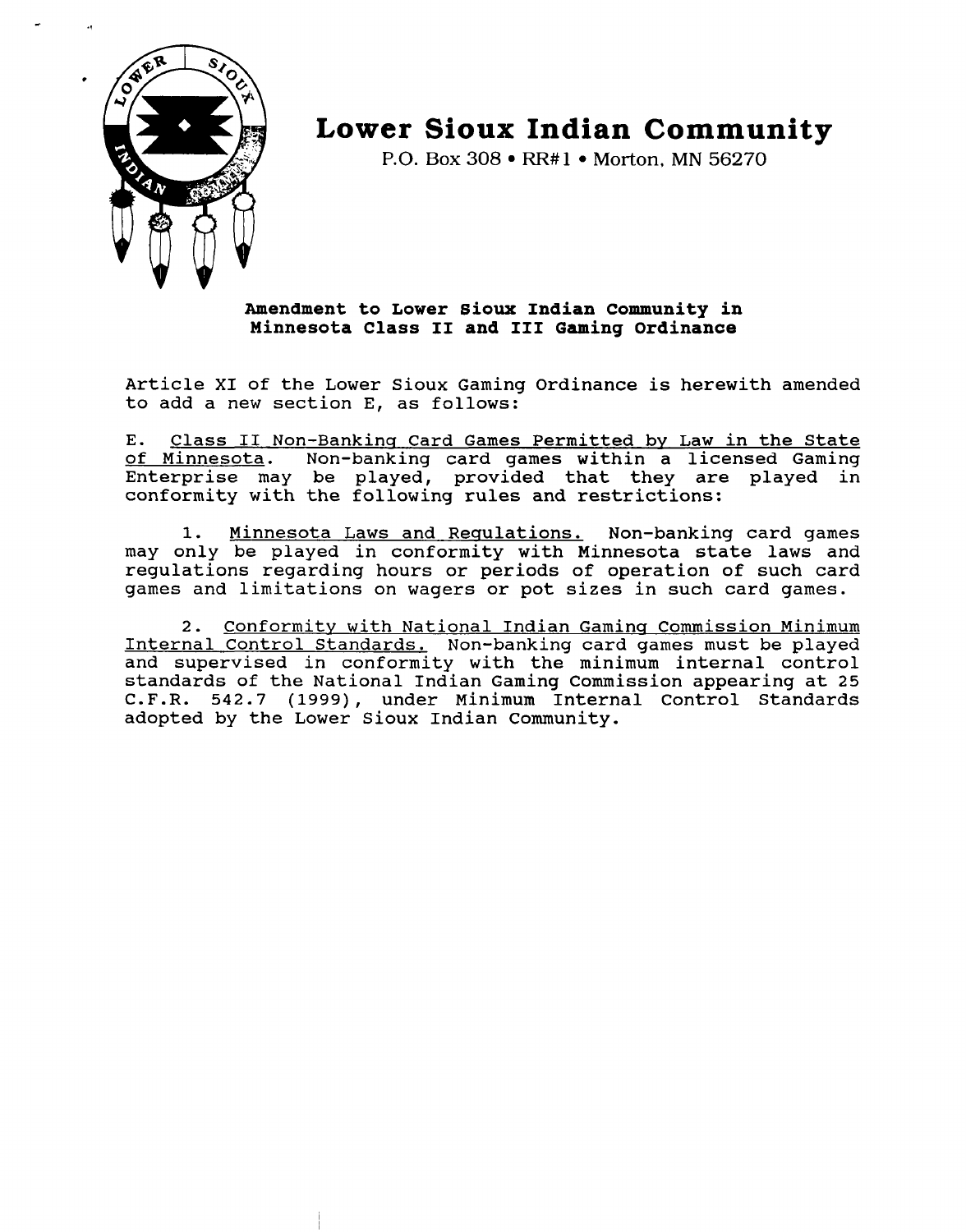# Lower Sioux Indian Community

P.O. Box 308 • RR#1 • Morton, MN 56270

**Amendment to Lower Sioux Indian Community in Minnesota Class II and III Gaming Ordinance**

Article XI of the Lower Sioux Gaming Ordinance is herewith amended to add a new section E, as follows:

E. Class II Non-Banking Card Games Permitted by Law in the State of Minnesota. Non-banking card games within a licensed Gaming Enterprise may be played, provided that they are played in conformity with the following rules and restrictions:

1. Minnesota Laws and Regulations. Non-banking card games may only be played in conformity with Minnesota state laws and regulations regarding hours or periods of operation of such card games and limitations on wagers or pot sizes in such card games.

2. Conformity with National Indian Gaming Commission Minimum Internal Control Standards. Non-banking card games must be played and supervised in conformity with the minimum internal control standards of the National Indian Gaming Commission appearing at 25 C.F.R. 542.7 (1999), under Minimum Internal Control Standards adopted by the Lower Sioux Indian Community.